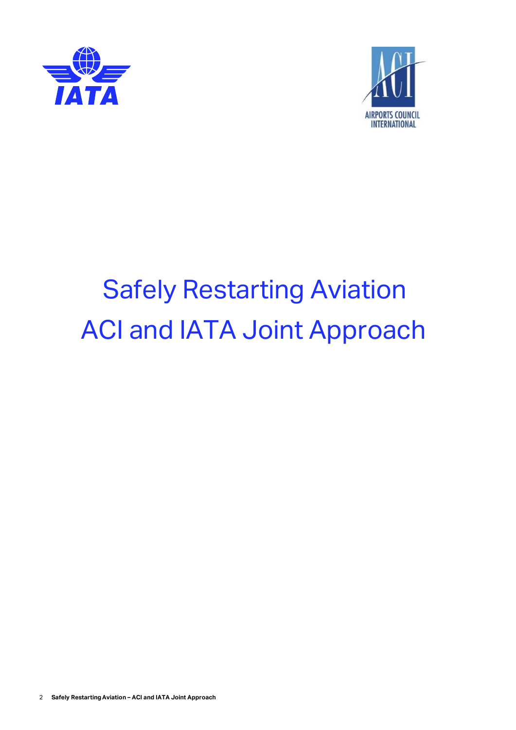# Safely Restarting Aviation

# ACI and IATA Joint Approach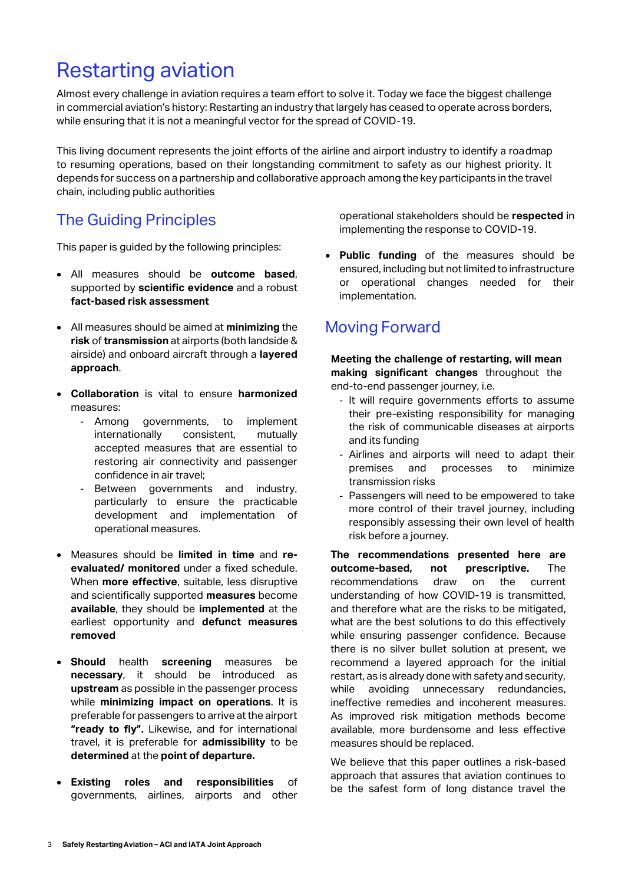# Restarting aviation

Almost every challenge in aviation requires a team effort to solve it. Today we face the biggest challenge in commercial aviation's history: Restarting an industry that largely has ceased to operate across borders, while ensuring that it is not a meaningful vector for the spread of COVID-19.

This living document represents the joint efforts of the airline and airport industry to identify a roadmap to resuming operations, based on their longstanding commitment to safety as our highest priority. It depends for success on a partnership and collaborative approach among the key participants in the travel chain, including public authorities

## The Guiding Principles

This paper is guided by the following principles:

- All measures should be **outcome based**, supported by **scientific evidence** and a robust **fact-based risk assessment**
- All measures should be aimed at **minimizing** the **risk** of **transmission** at airports (both landside & airside) and onboard aircraft through a **layered approach**.
- **Collaboration** is vital to ensure **harmonized** measures:
  - Among governments, to implement internationally consistent, mutually accepted measures that are essential to restoring air connectivity and passenger confidence in air travel;
  - Between governments and industry, particularly to ensure the practicable development and implementation of operational measures.
- Measures should be **limited in time** and **re-evaluated/ monitored** under a fixed schedule. When **more effective**, suitable, less disruptive and scientifically supported **measures** become **available**, they should be **implemented** at the earliest opportunity and **defunct measures removed**
- **Should** health **screening** measures be **necessary**, it should be introduced as **upstream** as possible in the passenger process while **minimizing impact on operations**. It is preferable for passengers to arrive at the airport **"ready to fly".** Likewise, and for international travel, it is preferable for **admissibility** to be **determined** at the **point of departure.**
- **Existing roles and responsibilities** of governments, airlines, airports and other operational stakeholders should be **respected** in implementing the response to COVID-19.
- **Public funding** of the measures should be ensured, including but not limited to infrastructure or operational changes needed for their implementation.

## Moving Forward

**Meeting the challenge of restarting, will mean making significant changes** throughout the end-to-end passenger journey, i.e.

- It will require governments efforts to assume their pre-existing responsibility for managing the risk of communicable diseases at airports and its funding
- Airlines and airports will need to adapt their premises and processes to minimize transmission risks
- Passengers will need to be empowered to take more control of their travel journey, including responsibly assessing their own level of health risk before a journey.

**The recommendations presented here are outcome-based, not prescriptive.** The recommendations draw on the current understanding of how COVID-19 is transmitted, and therefore what are the risks to be mitigated, what are the best solutions to do this effectively while ensuring passenger confidence. Because there is no silver bullet solution at present, we recommend a layered approach for the initial restart, as is already done with safety and security, while avoiding unnecessary redundancies, ineffective remedies and incoherent measures. As improved risk mitigation methods become available, more burdensome and less effective measures should be replaced.

We believe that this paper outlines a risk-based approach that assures that aviation continues to be the safest form of long distance travel the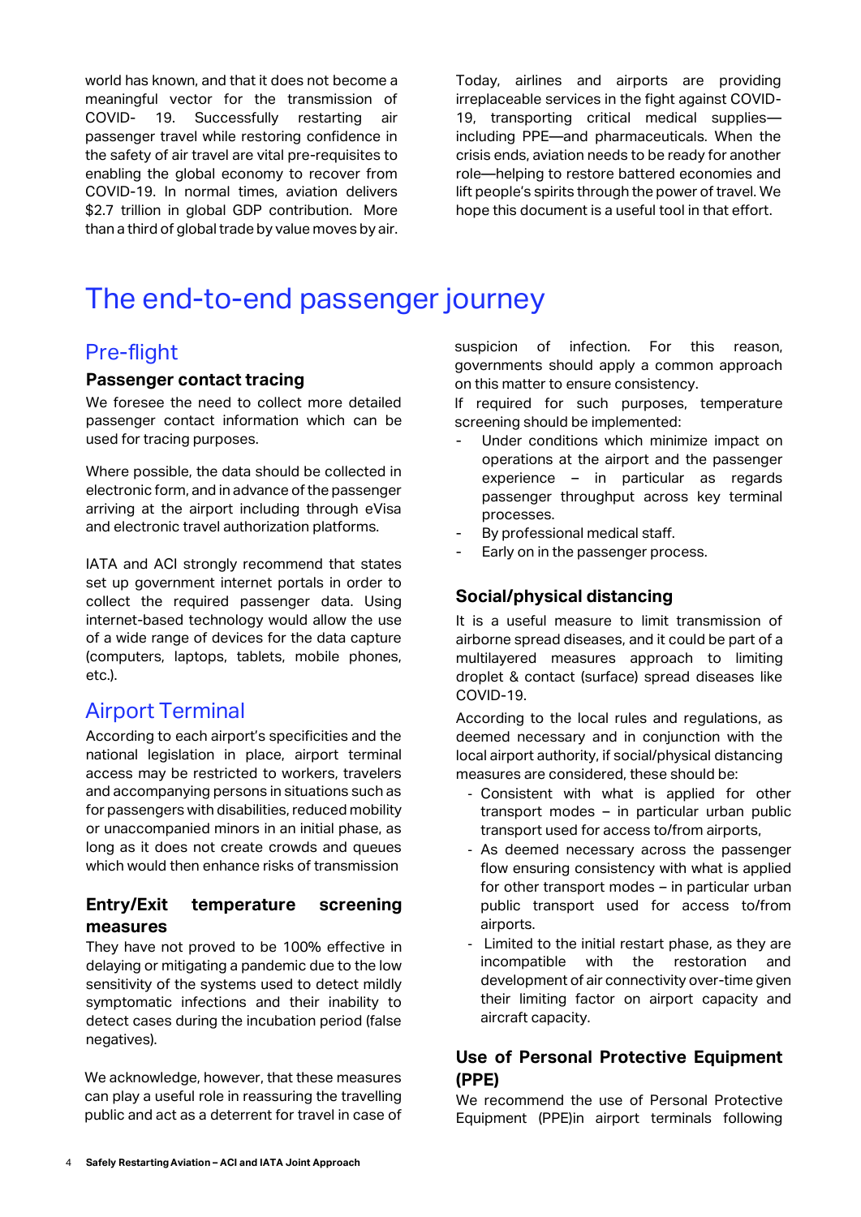world has known, and that it does not become a meaningful vector for the transmission of COVID- 19. Successfully restarting air passenger travel while restoring confidence in the safety of air travel are vital pre-requisites to enabling the global economy to recover from COVID-19. In normal times, aviation delivers $2.7 trillion in global GDP contribution. More than a third of global trade by value moves by air.

Today, airlines and airports are providing irreplaceable services in the fight against COVID-19, transporting critical medical supplies—including PPE—and pharmaceuticals. When the crisis ends, aviation needs to be ready for another role—helping to restore battered economies and lift people's spirits through the power of travel. We hope this document is a useful tool in that effort.

# The end-to-end passenger journey

## Pre-flight

### Passenger contact tracing

We foresee the need to collect more detailed passenger contact information which can be used for tracing purposes.

Where possible, the data should be collected in electronic form, and in advance of the passenger arriving at the airport including through eVisa and electronic travel authorization platforms.

IATA and ACI strongly recommend that states set up government internet portals in order to collect the required passenger data. Using internet-based technology would allow the use of a wide range of devices for the data capture (computers, laptops, tablets, mobile phones, etc.).

## Airport Terminal

According to each airport's specificities and the national legislation in place, airport terminal access may be restricted to workers, travelers and accompanying persons in situations such as for passengers with disabilities, reduced mobility or unaccompanied minors in an initial phase, as long as it does not create crowds and queues which would then enhance risks of transmission

### Entry/Exit temperature screening measures

They have not proved to be 100% effective in delaying or mitigating a pandemic due to the low sensitivity of the systems used to detect mildly symptomatic infections and their inability to detect cases during the incubation period (false negatives).

We acknowledge, however, that these measures can play a useful role in reassuring the travelling public and act as a deterrent for travel in case of suspicion of infection. For this reason, governments should apply a common approach on this matter to ensure consistency.

If required for such purposes, temperature screening should be implemented:

- Under conditions which minimize impact on operations at the airport and the passenger experience – in particular as regards passenger throughput across key terminal processes.
- By professional medical staff.
- Early on in the passenger process.

### Social/physical distancing

It is a useful measure to limit transmission of airborne spread diseases, and it could be part of a multilayered measures approach to limiting droplet & contact (surface) spread diseases like COVID-19.

According to the local rules and regulations, as deemed necessary and in conjunction with the local airport authority, if social/physical distancing measures are considered, these should be:

- Consistent with what is applied for other transport modes – in particular urban public transport used for access to/from airports,
- As deemed necessary across the passenger flow ensuring consistency with what is applied for other transport modes – in particular urban public transport used for access to/from airports.
- Limited to the initial restart phase, as they are incompatible with the restoration and development of air connectivity over-time given their limiting factor on airport capacity and aircraft capacity.

### Use of Personal Protective Equipment (PPE)

We recommend the use of Personal Protective Equipment (PPE)in airport terminals following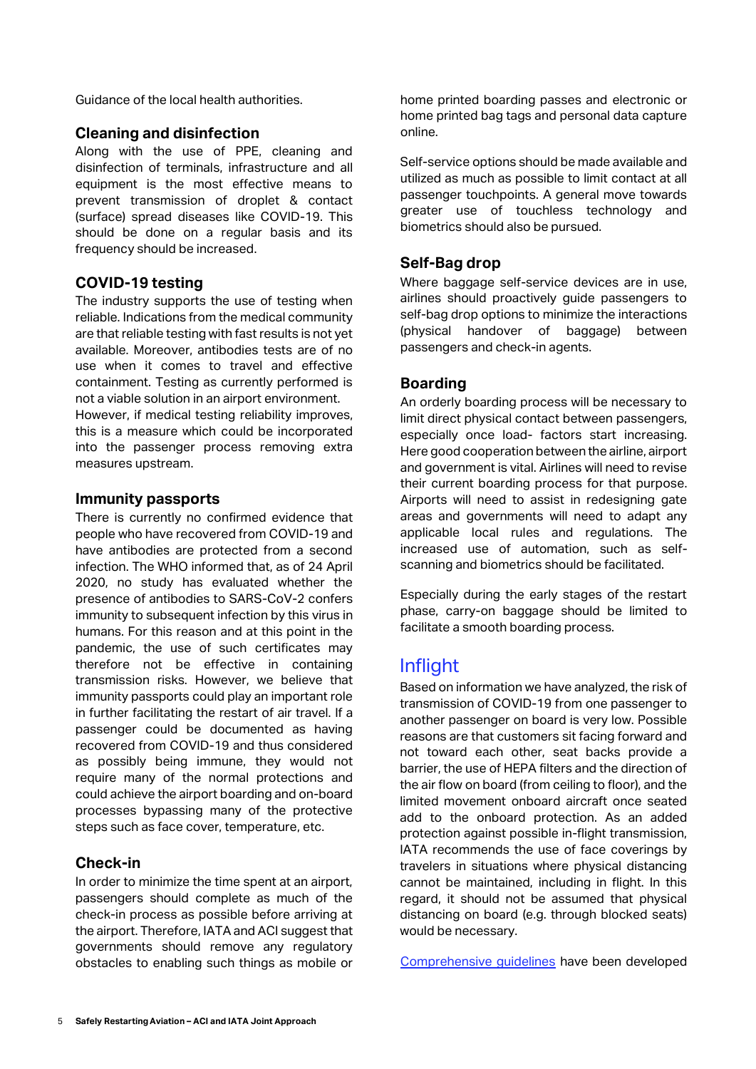Guidance of the local health authorities.

### Cleaning and disinfection

Along with the use of PPE, cleaning and disinfection of terminals, infrastructure and all equipment is the most effective means to prevent transmission of droplet & contact (surface) spread diseases like COVID-19. This should be done on a regular basis and its frequency should be increased.

### COVID-19 testing

The industry supports the use of testing when reliable. Indications from the medical community are that reliable testing with fast results is not yet available. Moreover, antibodies tests are of no use when it comes to travel and effective containment. Testing as currently performed is not a viable solution in an airport environment.
However, if medical testing reliability improves, this is a measure which could be incorporated into the passenger process removing extra measures upstream.

### Immunity passports

There is currently no confirmed evidence that people who have recovered from COVID-19 and have antibodies are protected from a second infection. The WHO informed that, as of 24 April 2020, no study has evaluated whether the presence of antibodies to SARS-CoV-2 confers immunity to subsequent infection by this virus in humans. For this reason and at this point in the pandemic, the use of such certificates may therefore not be effective in containing transmission risks. However, we believe that immunity passports could play an important role in further facilitating the restart of air travel. If a passenger could be documented as having recovered from COVID-19 and thus considered as possibly being immune, they would not require many of the normal protections and could achieve the airport boarding and on-board processes bypassing many of the protective steps such as face cover, temperature, etc.

### Check-in

In order to minimize the time spent at an airport, passengers should complete as much of the check-in process as possible before arriving at the airport. Therefore, IATA and ACI suggest that governments should remove any regulatory obstacles to enabling such things as mobile or home printed boarding passes and electronic or home printed bag tags and personal data capture online.

Self-service options should be made available and utilized as much as possible to limit contact at all passenger touchpoints. A general move towards greater use of touchless technology and biometrics should also be pursued.

### Self-Bag drop

Where baggage self-service devices are in use, airlines should proactively guide passengers to self-bag drop options to minimize the interactions (physical handover of baggage) between passengers and check-in agents.

### Boarding

An orderly boarding process will be necessary to limit direct physical contact between passengers, especially once load- factors start increasing. Here good cooperation between the airline, airport and government is vital. Airlines will need to revise their current boarding process for that purpose. Airports will need to assist in redesigning gate areas and governments will need to adapt any applicable local rules and regulations. The increased use of automation, such as self-scanning and biometrics should be facilitated.

Especially during the early stages of the restart phase, carry-on baggage should be limited to facilitate a smooth boarding process.

## Inflight

Based on information we have analyzed, the risk of transmission of COVID-19 from one passenger to another passenger on board is very low. Possible reasons are that customers sit facing forward and not toward each other, seat backs provide a barrier, the use of HEPA filters and the direction of the air flow on board (from ceiling to floor), and the limited movement onboard aircraft once seated add to the onboard protection. As an added protection against possible in-flight transmission, IATA recommends the use of face coverings by travelers in situations where physical distancing cannot be maintained, including in flight. In this regard, it should not be assumed that physical distancing on board (e.g. through blocked seats) would be necessary.

Comprehensive guidelines have been developed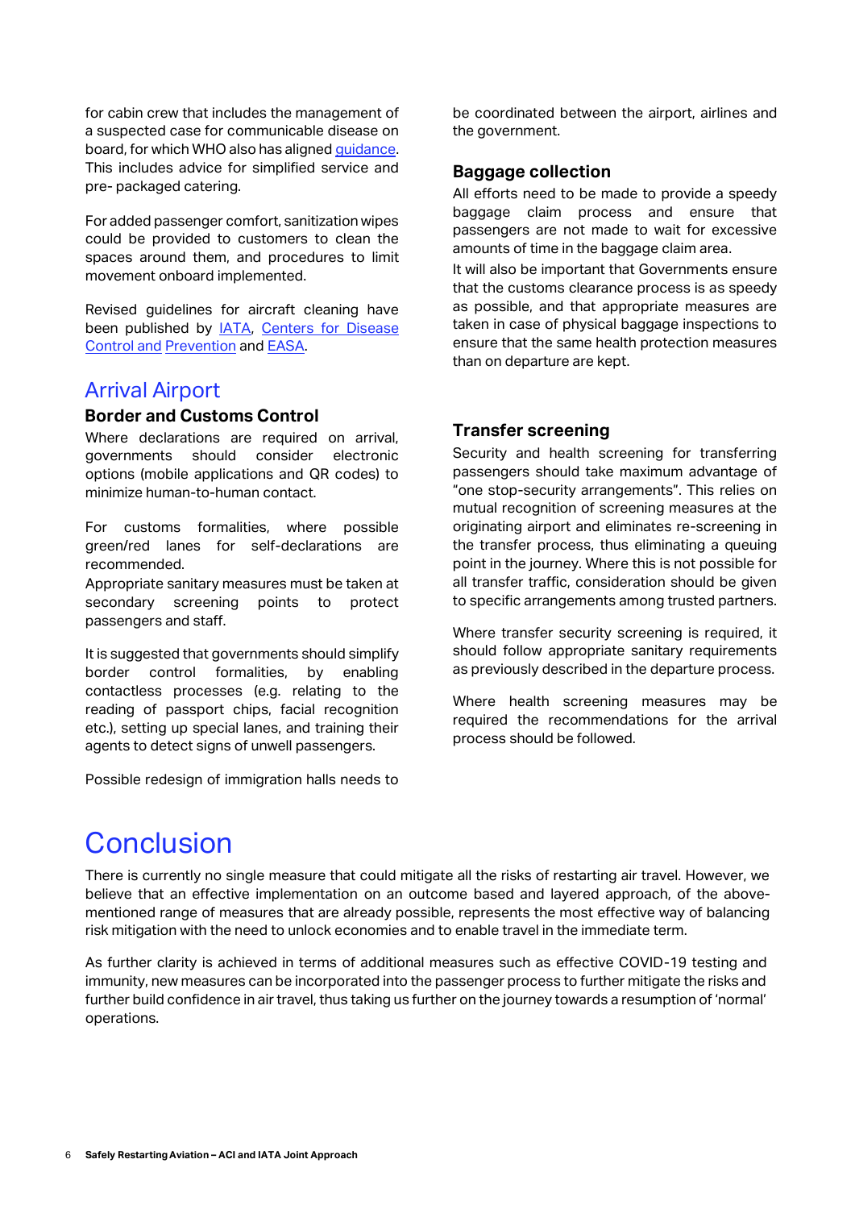for cabin crew that includes the management of a suspected case for communicable disease on board, for which WHO also has aligned guidance. This includes advice for simplified service and pre- packaged catering.

For added passenger comfort, sanitization wipes could be provided to customers to clean the spaces around them, and procedures to limit movement onboard implemented.

Revised guidelines for aircraft cleaning have been published by IATA, Centers for Disease Control and Prevention and EASA.

## Arrival Airport

### Border and Customs Control

Where declarations are required on arrival, governments should consider electronic options (mobile applications and QR codes) to minimize human-to-human contact.

For customs formalities, where possible green/red lanes for self-declarations are recommended.

Appropriate sanitary measures must be taken at secondary screening points to protect passengers and staff.

It is suggested that governments should simplify border control formalities, by enabling contactless processes (e.g. relating to the reading of passport chips, facial recognition etc.), setting up special lanes, and training their agents to detect signs of unwell passengers.

Possible redesign of immigration halls needs to be coordinated between the airport, airlines and the government.

### Baggage collection

All efforts need to be made to provide a speedy baggage claim process and ensure that passengers are not made to wait for excessive amounts of time in the baggage claim area.

It will also be important that Governments ensure that the customs clearance process is as speedy as possible, and that appropriate measures are taken in case of physical baggage inspections to ensure that the same health protection measures than on departure are kept.

### Transfer screening

Security and health screening for transferring passengers should take maximum advantage of "one stop-security arrangements". This relies on mutual recognition of screening measures at the originating airport and eliminates re-screening in the transfer process, thus eliminating a queuing point in the journey. Where this is not possible for all transfer traffic, consideration should be given to specific arrangements among trusted partners.

Where transfer security screening is required, it should follow appropriate sanitary requirements as previously described in the departure process.

Where health screening measures may be required the recommendations for the arrival process should be followed.

# Conclusion

There is currently no single measure that could mitigate all the risks of restarting air travel. However, we believe that an effective implementation on an outcome based and layered approach, of the above-mentioned range of measures that are already possible, represents the most effective way of balancing risk mitigation with the need to unlock economies and to enable travel in the immediate term.

As further clarity is achieved in terms of additional measures such as effective COVID-19 testing and immunity, new measures can be incorporated into the passenger process to further mitigate the risks and further build confidence in air travel, thus taking us further on the journey towards a resumption of 'normal' operations.